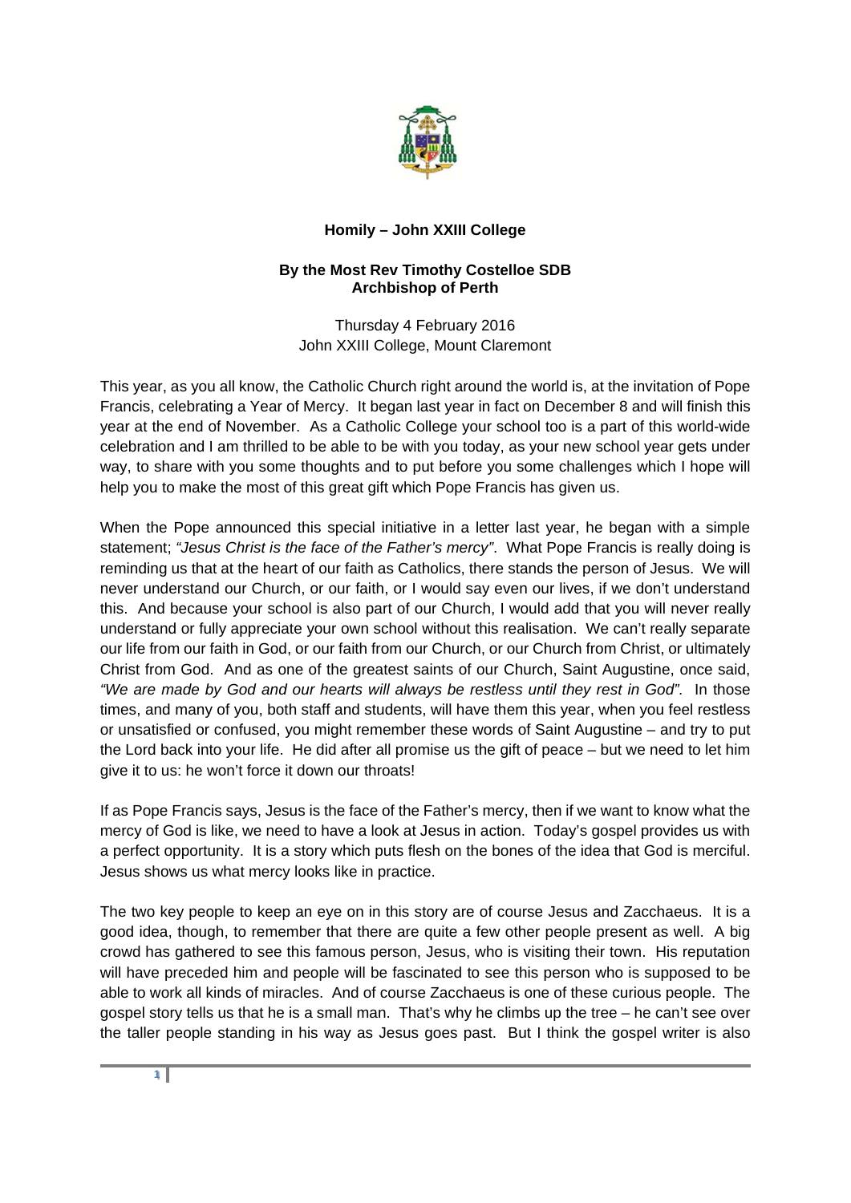**Homily – John XXIII College**

**By the Most Rev Timothy Costelloe SDB**
**Archbishop of Perth**

Thursday 4 February 2016
John XXIII College, Mount Claremont

This year, as you all know, the Catholic Church right around the world is, at the invitation of Pope Francis, celebrating a Year of Mercy. It began last year in fact on December 8 and will finish this year at the end of November. As a Catholic College your school too is a part of this world-wide celebration and I am thrilled to be able to be with you today, as your new school year gets under way, to share with you some thoughts and to put before you some challenges which I hope will help you to make the most of this great gift which Pope Francis has given us.

When the Pope announced this special initiative in a letter last year, he began with a simple statement; *"Jesus Christ is the face of the Father's mercy"*. What Pope Francis is really doing is reminding us that at the heart of our faith as Catholics, there stands the person of Jesus. We will never understand our Church, or our faith, or I would say even our lives, if we don't understand this. And because your school is also part of our Church, I would add that you will never really understand or fully appreciate your own school without this realisation. We can't really separate our life from our faith in God, or our faith from our Church, or our Church from Christ, or ultimately Christ from God. And as one of the greatest saints of our Church, Saint Augustine, once said, *"We are made by God and our hearts will always be restless until they rest in God".* In those times, and many of you, both staff and students, will have them this year, when you feel restless or unsatisfied or confused, you might remember these words of Saint Augustine – and try to put the Lord back into your life. He did after all promise us the gift of peace – but we need to let him give it to us: he won't force it down our throats!

If as Pope Francis says, Jesus is the face of the Father's mercy, then if we want to know what the mercy of God is like, we need to have a look at Jesus in action. Today's gospel provides us with a perfect opportunity. It is a story which puts flesh on the bones of the idea that God is merciful. Jesus shows us what mercy looks like in practice.

The two key people to keep an eye on in this story are of course Jesus and Zacchaeus. It is a good idea, though, to remember that there are quite a few other people present as well. A big crowd has gathered to see this famous person, Jesus, who is visiting their town. His reputation will have preceded him and people will be fascinated to see this person who is supposed to be able to work all kinds of miracles. And of course Zacchaeus is one of these curious people. The gospel story tells us that he is a small man. That's why he climbs up the tree – he can't see over the taller people standing in his way as Jesus goes past. But I think the gospel writer is also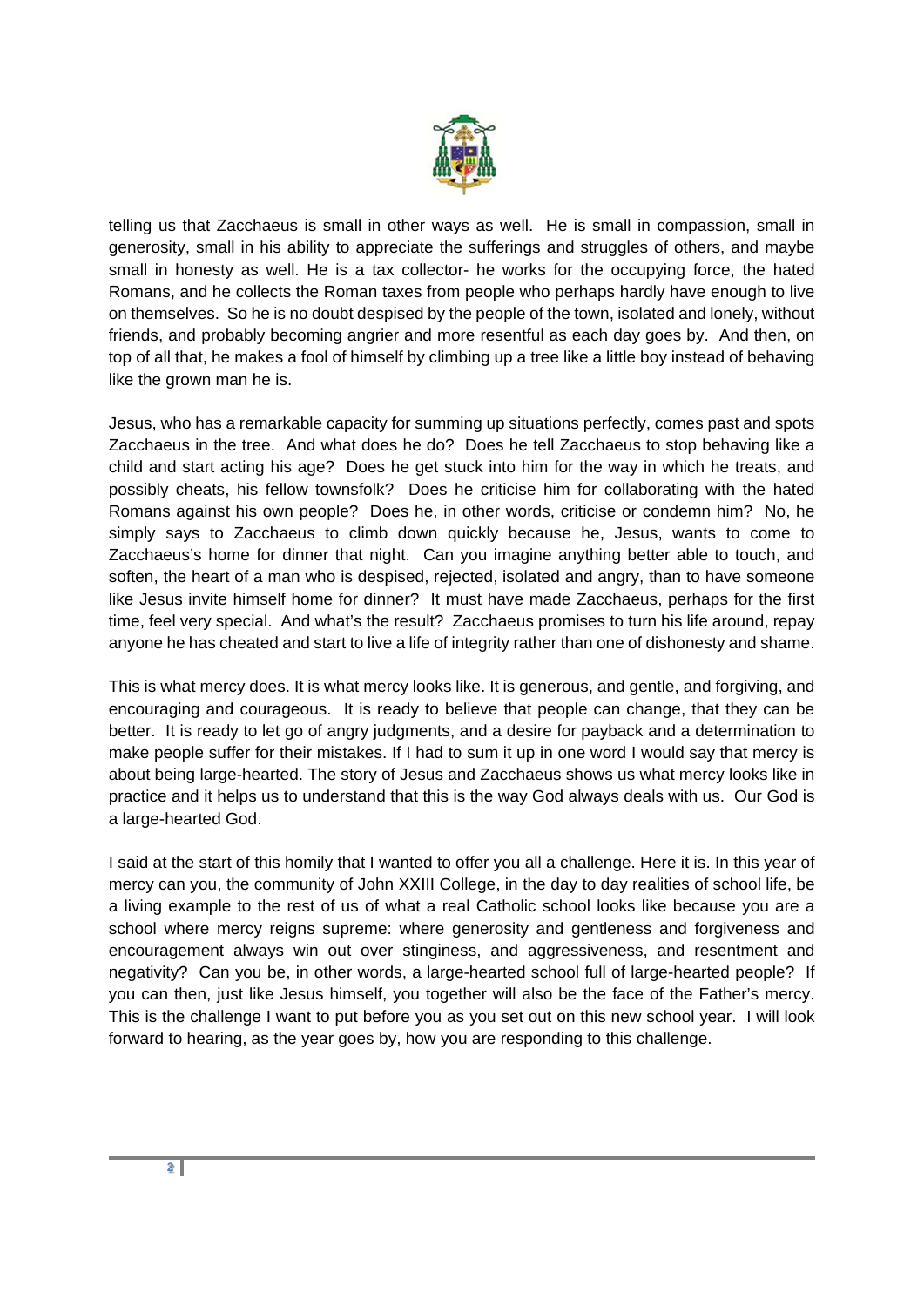telling us that Zacchaeus is small in other ways as well. He is small in compassion, small in generosity, small in his ability to appreciate the sufferings and struggles of others, and maybe small in honesty as well. He is a tax collector- he works for the occupying force, the hated Romans, and he collects the Roman taxes from people who perhaps hardly have enough to live on themselves. So he is no doubt despised by the people of the town, isolated and lonely, without friends, and probably becoming angrier and more resentful as each day goes by. And then, on top of all that, he makes a fool of himself by climbing up a tree like a little boy instead of behaving like the grown man he is.

Jesus, who has a remarkable capacity for summing up situations perfectly, comes past and spots Zacchaeus in the tree. And what does he do? Does he tell Zacchaeus to stop behaving like a child and start acting his age? Does he get stuck into him for the way in which he treats, and possibly cheats, his fellow townsfolk? Does he criticise him for collaborating with the hated Romans against his own people? Does he, in other words, criticise or condemn him? No, he simply says to Zacchaeus to climb down quickly because he, Jesus, wants to come to Zacchaeus's home for dinner that night. Can you imagine anything better able to touch, and soften, the heart of a man who is despised, rejected, isolated and angry, than to have someone like Jesus invite himself home for dinner? It must have made Zacchaeus, perhaps for the first time, feel very special. And what's the result? Zacchaeus promises to turn his life around, repay anyone he has cheated and start to live a life of integrity rather than one of dishonesty and shame.

This is what mercy does. It is what mercy looks like. It is generous, and gentle, and forgiving, and encouraging and courageous. It is ready to believe that people can change, that they can be better. It is ready to let go of angry judgments, and a desire for payback and a determination to make people suffer for their mistakes. If I had to sum it up in one word I would say that mercy is about being large-hearted. The story of Jesus and Zacchaeus shows us what mercy looks like in practice and it helps us to understand that this is the way God always deals with us. Our God is a large-hearted God.

I said at the start of this homily that I wanted to offer you all a challenge. Here it is. In this year of mercy can you, the community of John XXIII College, in the day to day realities of school life, be a living example to the rest of us of what a real Catholic school looks like because you are a school where mercy reigns supreme: where generosity and gentleness and forgiveness and encouragement always win out over stinginess, and aggressiveness, and resentment and negativity? Can you be, in other words, a large-hearted school full of large-hearted people? If you can then, just like Jesus himself, you together will also be the face of the Father's mercy. This is the challenge I want to put before you as you set out on this new school year. I will look forward to hearing, as the year goes by, how you are responding to this challenge.